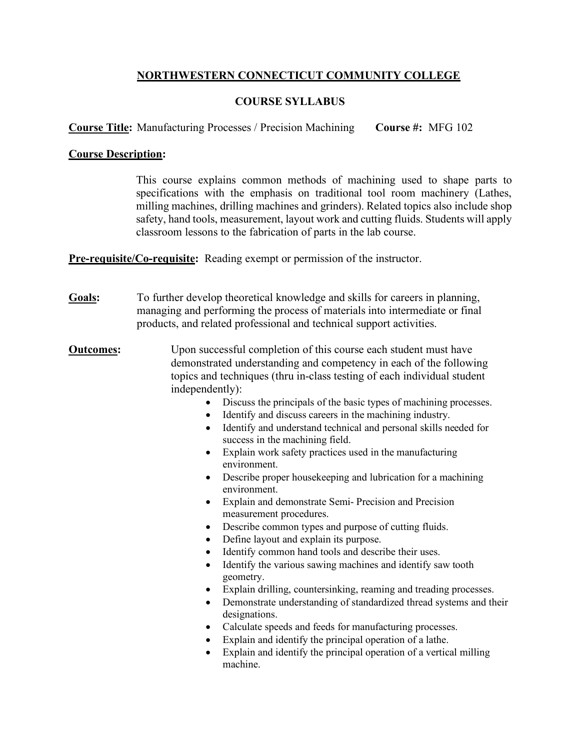# NORTHWESTERN CONNECTICUT COMMUNITY COLLEGE

## COURSE SYLLABUS

**Course Title:** Manufacturing Processes / Precision Machining **Course #:** MFG 102

**Course Description:**

This course explains common methods of machining used to shape parts to specifications with the emphasis on traditional tool room machinery (Lathes, milling machines, drilling machines and grinders). Related topics also include shop safety, hand tools, measurement, layout work and cutting fluids. Students will apply classroom lessons to the fabrication of parts in the lab course.

**Pre-requisite/Co-requisite:** Reading exempt or permission of the instructor.

**Goals:** To further develop theoretical knowledge and skills for careers in planning, managing and performing the process of materials into intermediate or final products, and related professional and technical support activities.

**Outcomes:** Upon successful completion of this course each student must have demonstrated understanding and competency in each of the following topics and techniques (thru in-class testing of each individual student independently):

- Discuss the principals of the basic types of machining processes.
- Identify and discuss careers in the machining industry.
- Identify and understand technical and personal skills needed for success in the machining field.
- Explain work safety practices used in the manufacturing environment.
- Describe proper housekeeping and lubrication for a machining environment.
- Explain and demonstrate Semi- Precision and Precision measurement procedures.
- Describe common types and purpose of cutting fluids.
- Define layout and explain its purpose.
- Identify common hand tools and describe their uses.
- Identify the various sawing machines and identify saw tooth geometry.
- Explain drilling, countersinking, reaming and treading processes.
- Demonstrate understanding of standardized thread systems and their designations.
- Calculate speeds and feeds for manufacturing processes.
- Explain and identify the principal operation of a lathe.
- Explain and identify the principal operation of a vertical milling machine.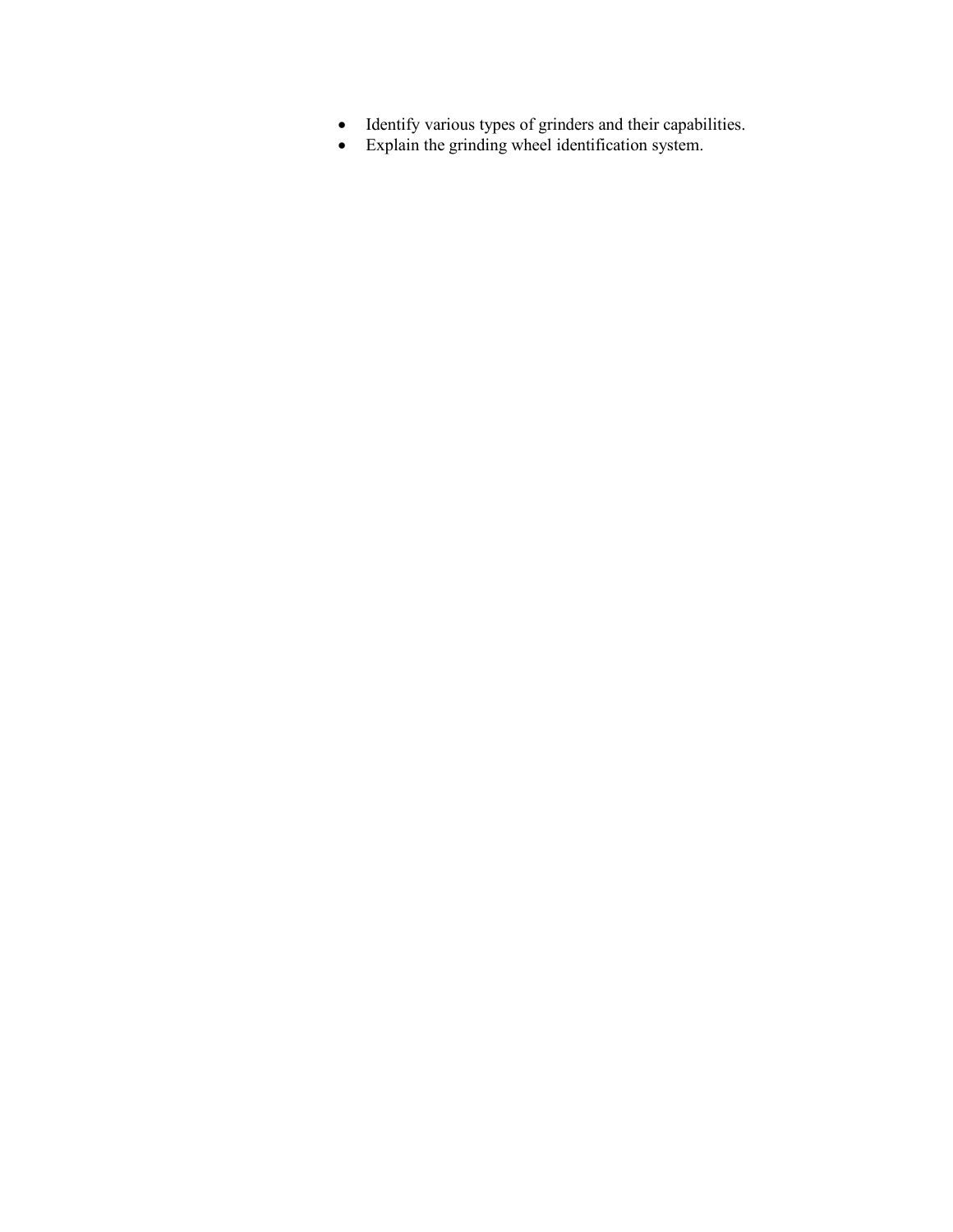- Identify various types of grinders and their capabilities.
- Explain the grinding wheel identification system.